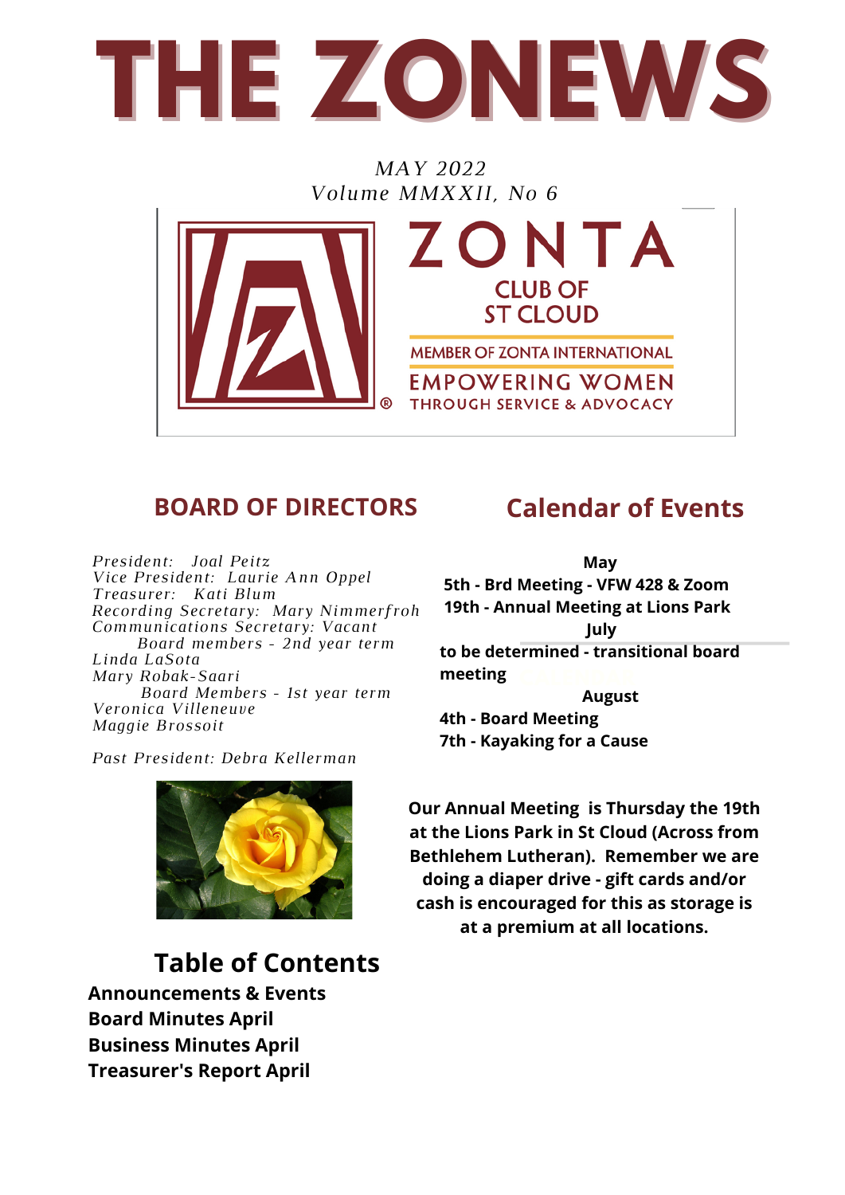# THE ZONEWS

*MAY 2022*
*Volume MMXXII, No 6*

ZONTA
CLUB OF
ST CLOUD
MEMBER OF ZONTA INTERNATIONAL
EMPOWERING WOMEN
THROUGH SERVICE & ADVOCACY

## BOARD OF DIRECTORS

*President: Joal Peitz*
*Vice President: Laurie Ann Oppel*
*Treasurer: Kati Blum*
*Recording Secretary: Mary Nimmerfroh*
*Communications Secretary: Vacant*

*Board members - 2nd year term*
*Linda LaSota*
*Mary Robak-Saari*

*Board Members - 1st year term*
*Veronica Villeneuve*
*Maggie Brossoit*

*Past President: Debra Kellerman*

## Calendar of Events

**May**
**5th - Brd Meeting - VFW 428 & Zoom**
**19th - Annual Meeting at Lions Park**

**July**
**to be determined - transitional board meeting**

**August**
**4th - Board Meeting**
**7th - Kayaking for a Cause**

**Our Annual Meeting is Thursday the 19th at the Lions Park in St Cloud (Across from Bethlehem Lutheran). Remember we are doing a diaper drive - gift cards and/or cash is encouraged for this as storage is at a premium at all locations.**

## Table of Contents

**Announcements & Events**
**Board Minutes April**
**Business Minutes April**
**Treasurer's Report April**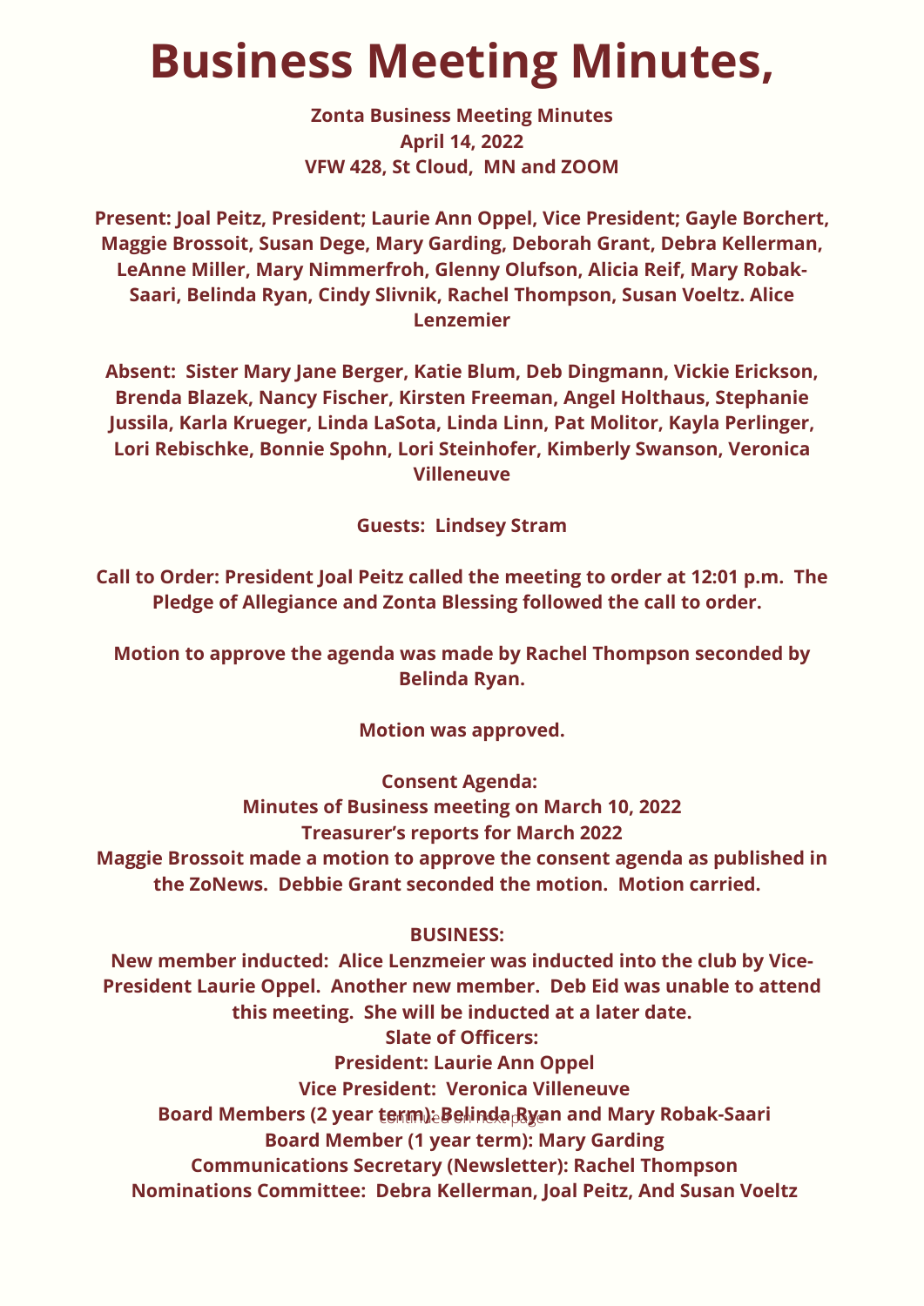# Business Meeting Minutes,

**Zonta Business Meeting Minutes**
**April 14, 2022**
**VFW 428, St Cloud, MN and ZOOM**

**Present: Joal Peitz, President; Laurie Ann Oppel, Vice President; Gayle Borchert, Maggie Brossoit, Susan Dege, Mary Garding, Deborah Grant, Debra Kellerman, LeAnne Miller, Mary Nimmerfroh, Glenny Olufson, Alicia Reif, Mary Robak-Saari, Belinda Ryan, Cindy Slivnik, Rachel Thompson, Susan Voeltz. Alice Lenzemier**

**Absent: Sister Mary Jane Berger, Katie Blum, Deb Dingmann, Vickie Erickson, Brenda Blazek, Nancy Fischer, Kirsten Freeman, Angel Holthaus, Stephanie Jussila, Karla Krueger, Linda LaSota, Linda Linn, Pat Molitor, Kayla Perlinger, Lori Rebischke, Bonnie Spohn, Lori Steinhofer, Kimberly Swanson, Veronica Villeneuve**

**Guests: Lindsey Stram**

**Call to Order: President Joal Peitz called the meeting to order at 12:01 p.m. The Pledge of Allegiance and Zonta Blessing followed the call to order.**

**Motion to approve the agenda was made by Rachel Thompson seconded by Belinda Ryan.**

**Motion was approved.**

**Consent Agenda:**
**Minutes of Business meeting on March 10, 2022**
**Treasurer's reports for March 2022**
**Maggie Brossoit made a motion to approve the consent agenda as published in the ZoNews. Debbie Grant seconded the motion. Motion carried.**

**BUSINESS:**
**New member inducted: Alice Lenzmeier was inducted into the club by Vice-President Laurie Oppel. Another new member. Deb Eid was unable to attend this meeting. She will be inducted at a later date.**
**Slate of Officers:**
**President: Laurie Ann Oppel**
**Vice President: Veronica Villeneuve**
**Board Members (2 year term): Belinda Ryan and Mary Robak-Saari**
**Board Member (1 year term): Mary Garding**
**Communications Secretary (Newsletter): Rachel Thompson**
**Nominations Committee: Debra Kellerman, Joal Peitz, And Susan Voeltz**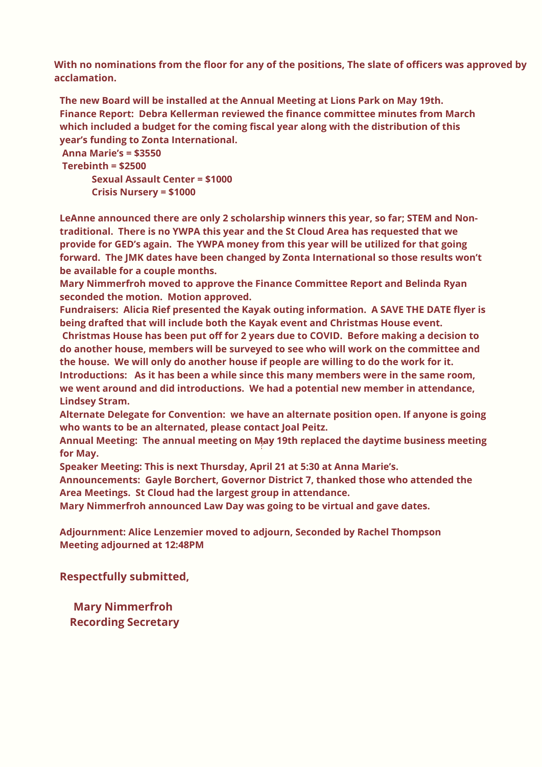**With no nominations from the floor for any of the positions, The slate of officers was approved by acclamation.**

**The new Board will be installed at the Annual Meeting at Lions Park on May 19th.**

**Finance Report: Debra Kellerman reviewed the finance committee minutes from March which included a budget for the coming fiscal year along with the distribution of this year's funding to Zonta International.**

**Anna Marie's = $3550**
**Terebinth = $2500**
**Sexual Assault Center = $1000**
**Crisis Nursery = $1000**

**LeAnne announced there are only 2 scholarship winners this year, so far; STEM and Non-traditional. There is no YWPA this year and the St Cloud Area has requested that we provide for GED's again. The YWPA money from this year will be utilized for that going forward. The JMK dates have been changed by Zonta International so those results won't be available for a couple months.**

**Mary Nimmerfroh moved to approve the Finance Committee Report and Belinda Ryan seconded the motion. Motion approved.**

**Fundraisers: Alicia Rief presented the Kayak outing information. A SAVE THE DATE flyer is being drafted that will include both the Kayak event and Christmas House event. Christmas House has been put off for 2 years due to COVID. Before making a decision to do another house, members will be surveyed to see who will work on the committee and the house. We will only do another house if people are willing to do the work for it.**

**Introductions: As it has been a while since this many members were in the same room, we went around and did introductions. We had a potential new member in attendance, Lindsey Stram.**

**Alternate Delegate for Convention: we have an alternate position open. If anyone is going who wants to be an alternated, please contact Joal Peitz.**

**Annual Meeting: The annual meeting on May 19th replaced the daytime business meeting for May.**

**Speaker Meeting: This is next Thursday, April 21 at 5:30 at Anna Marie's.**

**Announcements: Gayle Borchert, Governor District 7, thanked those who attended the Area Meetings. St Cloud had the largest group in attendance.**

**Mary Nimmerfroh announced Law Day was going to be virtual and gave dates.**

**Adjournment: Alice Lenzemier moved to adjourn, Seconded by Rachel Thompson**
**Meeting adjourned at 12:48PM**

**Respectfully submitted,**

**Mary Nimmerfroh**
**Recording Secretary**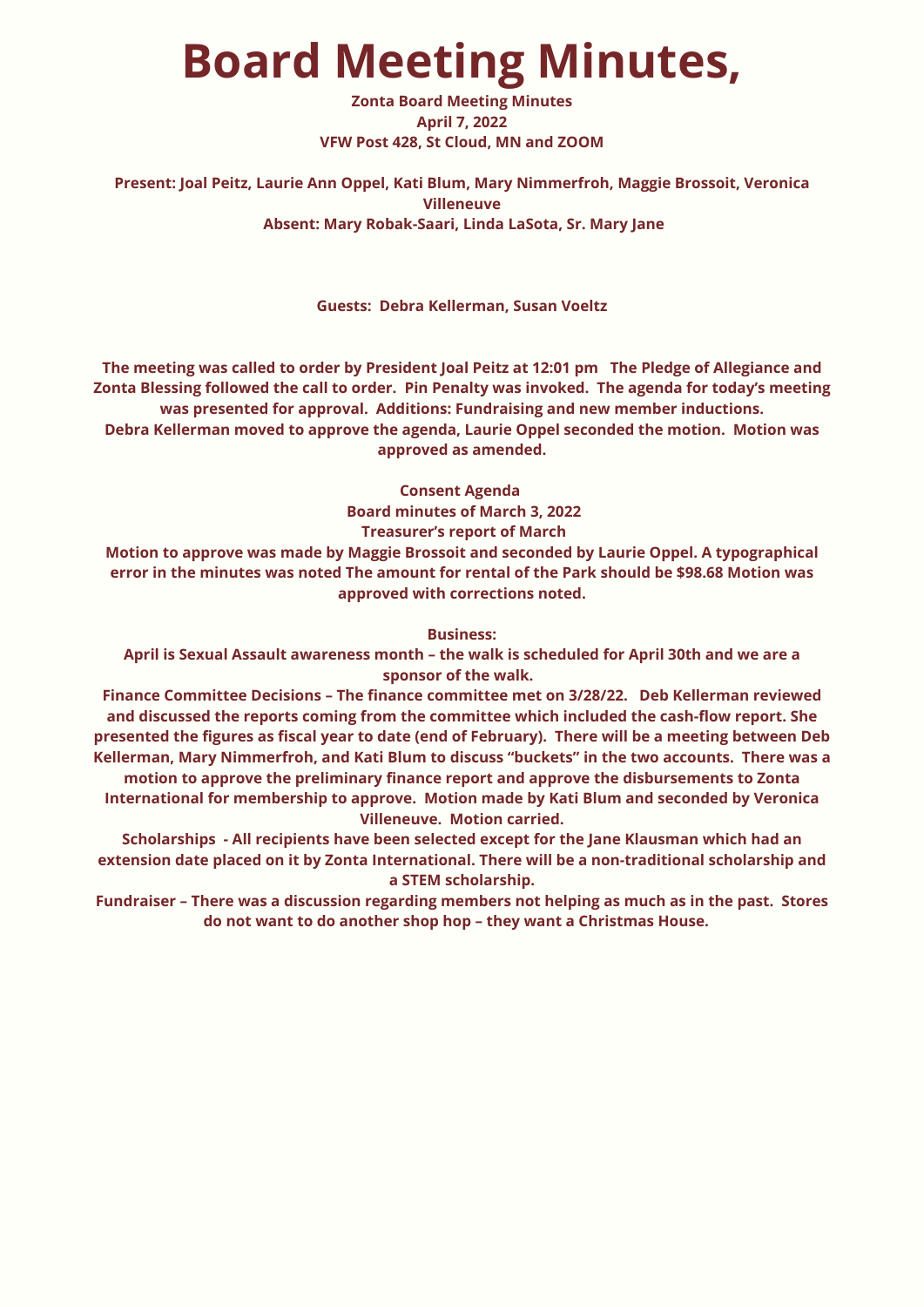# Board Meeting Minutes,

**Zonta Board Meeting Minutes**
**April 7, 2022**
**VFW Post 428, St Cloud, MN and ZOOM**

**Present: Joal Peitz, Laurie Ann Oppel, Kati Blum, Mary Nimmerfroh, Maggie Brossoit, Veronica Villeneuve**
**Absent: Mary Robak-Saari, Linda LaSota, Sr. Mary Jane**

**Guests: Debra Kellerman, Susan Voeltz**

**The meeting was called to order by President Joal Peitz at 12:01 pm The Pledge of Allegiance and Zonta Blessing followed the call to order. Pin Penalty was invoked. The agenda for today's meeting was presented for approval. Additions: Fundraising and new member inductions. Debra Kellerman moved to approve the agenda, Laurie Oppel seconded the motion. Motion was approved as amended.**

**Consent Agenda**
**Board minutes of March 3, 2022**
**Treasurer's report of March**
**Motion to approve was made by Maggie Brossoit and seconded by Laurie Oppel. A typographical error in the minutes was noted The amount for rental of the Park should be $98.68 Motion was approved with corrections noted.**

**Business:**
**April is Sexual Assault awareness month – the walk is scheduled for April 30th and we are a sponsor of the walk.**
**Finance Committee Decisions – The finance committee met on 3/28/22. Deb Kellerman reviewed and discussed the reports coming from the committee which included the cash-flow report. She presented the figures as fiscal year to date (end of February). There will be a meeting between Deb Kellerman, Mary Nimmerfroh, and Kati Blum to discuss "buckets" in the two accounts. There was a motion to approve the preliminary finance report and approve the disbursements to Zonta International for membership to approve. Motion made by Kati Blum and seconded by Veronica Villeneuve. Motion carried.**
**Scholarships - All recipients have been selected except for the Jane Klausman which had an extension date placed on it by Zonta International. There will be a non-traditional scholarship and a STEM scholarship.**
**Fundraiser – There was a discussion regarding members not helping as much as in the past. Stores do not want to do another shop hop – they want a Christmas House.**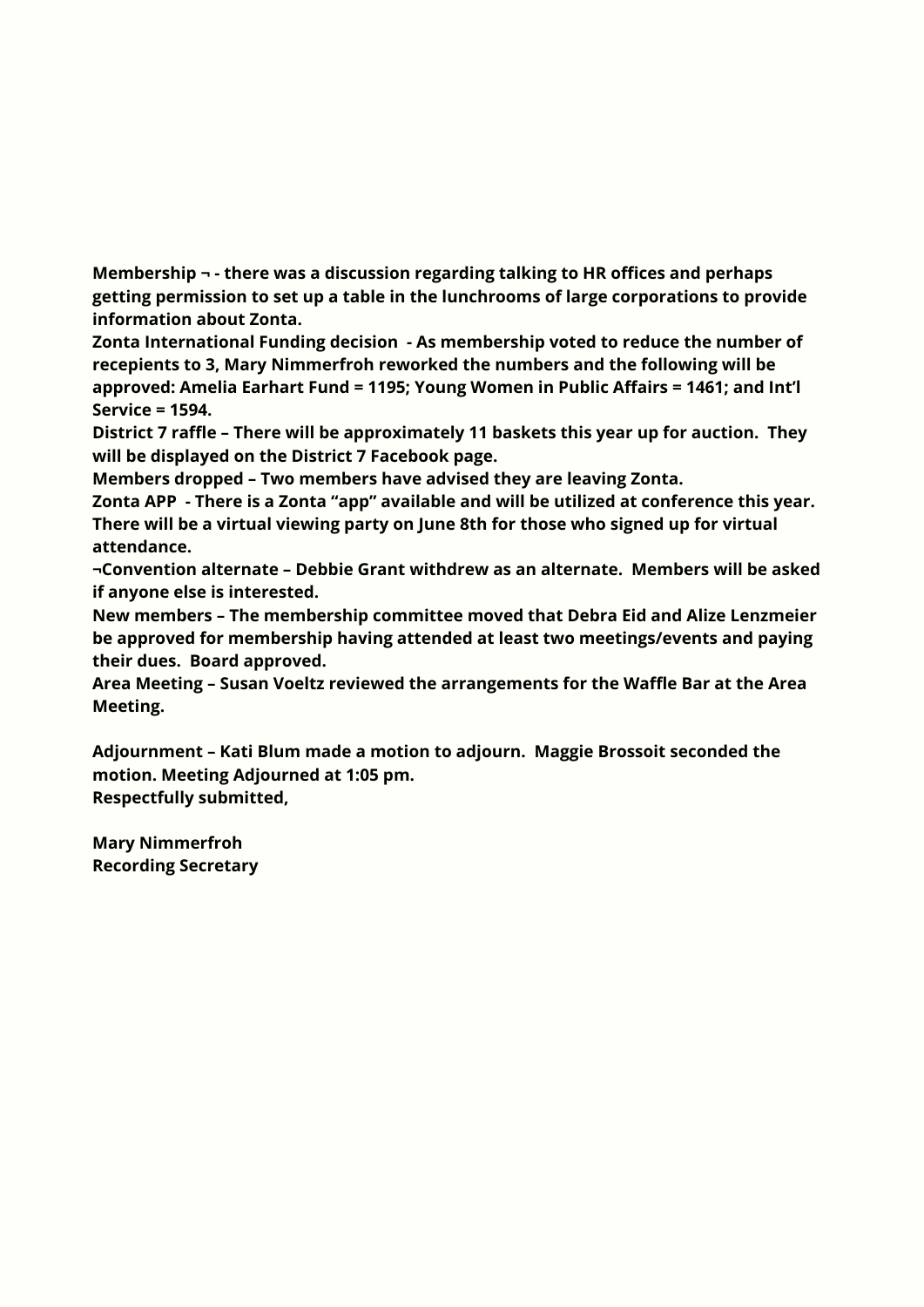**Membership ¬ - there was a discussion regarding talking to HR offices and perhaps getting permission to set up a table in the lunchrooms of large corporations to provide information about Zonta.**
**Zonta International Funding decision - As membership voted to reduce the number of recepients to 3, Mary Nimmerfroh reworked the numbers and the following will be approved: Amelia Earhart Fund = 1195; Young Women in Public Affairs = 1461; and Int'l Service = 1594.**
**District 7 raffle – There will be approximately 11 baskets this year up for auction. They will be displayed on the District 7 Facebook page.**
**Members dropped – Two members have advised they are leaving Zonta.**
**Zonta APP - There is a Zonta "app" available and will be utilized at conference this year. There will be a virtual viewing party on June 8th for those who signed up for virtual attendance.**
**¬Convention alternate – Debbie Grant withdrew as an alternate. Members will be asked if anyone else is interested.**
**New members – The membership committee moved that Debra Eid and Alize Lenzmeier be approved for membership having attended at least two meetings/events and paying their dues. Board approved.**
**Area Meeting – Susan Voeltz reviewed the arrangements for the Waffle Bar at the Area Meeting.**

**Adjournment – Kati Blum made a motion to adjourn. Maggie Brossoit seconded the motion. Meeting Adjourned at 1:05 pm.**
**Respectfully submitted,**

**Mary Nimmerfroh**
**Recording Secretary**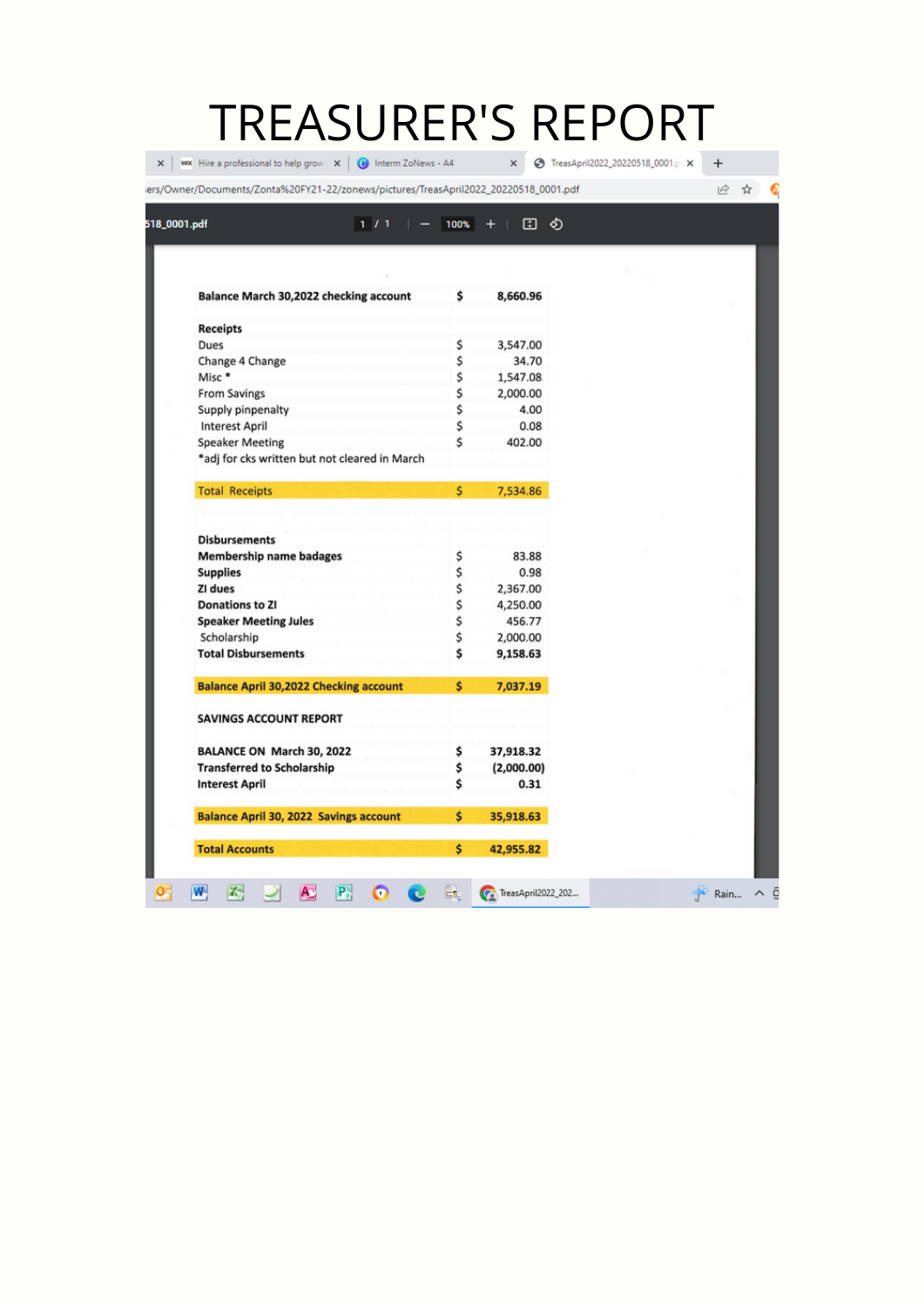# TREASURER'S REPORT

| | | |
|---|---|---|
| **Balance March 30,2022 checking account** | **$** | **8,660.96** |
| | | |
| **Receipts** | | |
| Dues | $ | 3,547.00 |
| Change 4 Change | $ | 34.70 |
| Misc * | $ | 1,547.08 |
| From Savings | $ | 2,000.00 |
| Supply pinpenalty | $ | 4.00 |
| Interest April | $ | 0.08 |
| Speaker Meeting | $ | 402.00 |
| *adj for cks written but not cleared in March | | |
| | | |
| Total Receipts | $ | 7,534.86 |
| | | |
| **Disbursements** | | |
| **Membership name badages** | $ | 83.88 |
| **Supplies** | $ | 0.98 |
| **ZI dues** | $ | 2,367.00 |
| **Donations to ZI** | $ | 4,250.00 |
| **Speaker Meeting Jules** | $ | 456.77 |
| Scholarship | $ | 2,000.00 |
| **Total Disbursements** | **$** | **9,158.63** |
| | | |
| **Balance April 30,2022 Checking account** | **$** | **7,037.19** |
| | | |
| **SAVINGS ACCOUNT REPORT** | | |
| | | |
| **BALANCE ON March 30, 2022** | **$** | **37,918.32** |
| **Transferred to Scholarship** | **$** | **(2,000.00)** |
| **Interest April** | **$** | **0.31** |
| | | |
| **Balance April 30, 2022 Savings account** | **$** | **35,918.63** |
| | | |
| **Total Accounts** | **$** | **42,955.82** |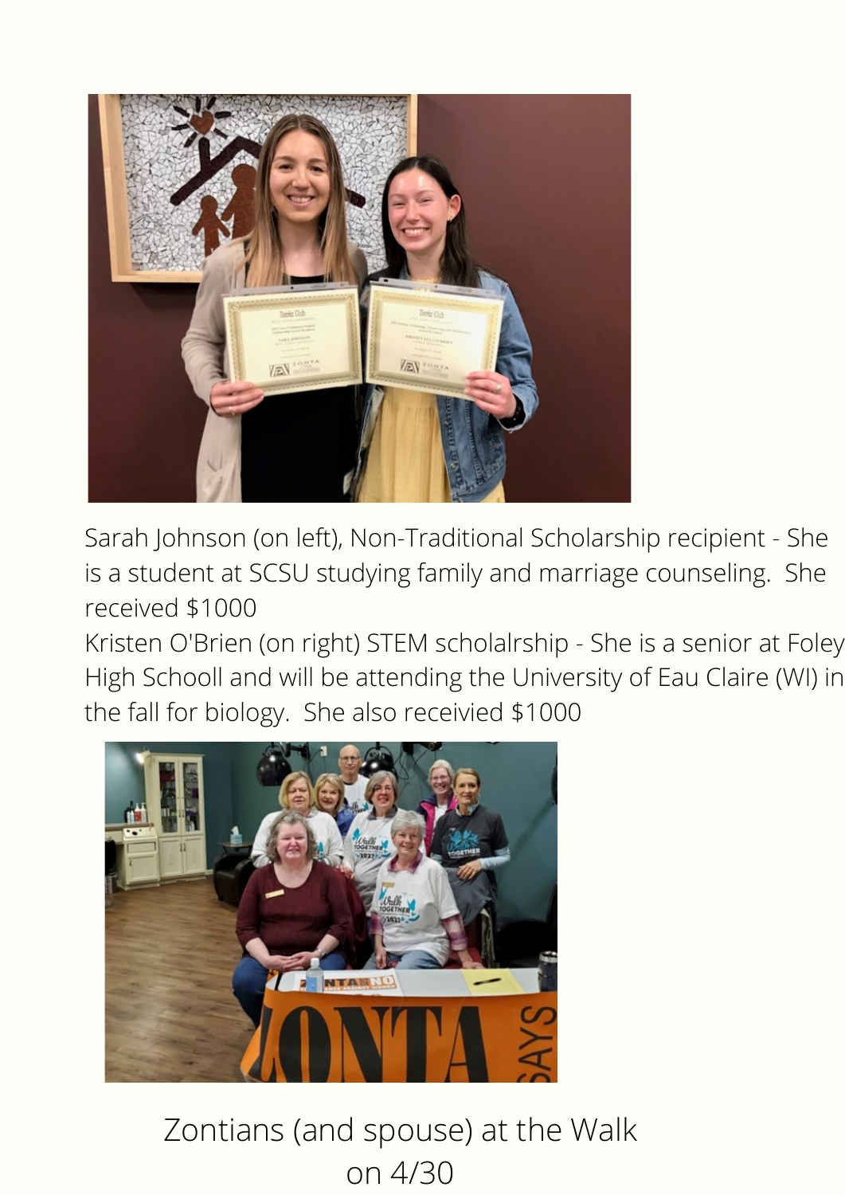Sarah Johnson (on left), Non-Traditional Scholarship recipient - She is a student at SCSU studying family and marriage counseling.  She received $1000

Kristen O'Brien (on right) STEM scholalrship - She is a senior at Foley High Schooll and will be attending the University of Eau Claire (WI) in the fall for biology.  She also receivied $1000

Zontians (and spouse) at the Walk on 4/30